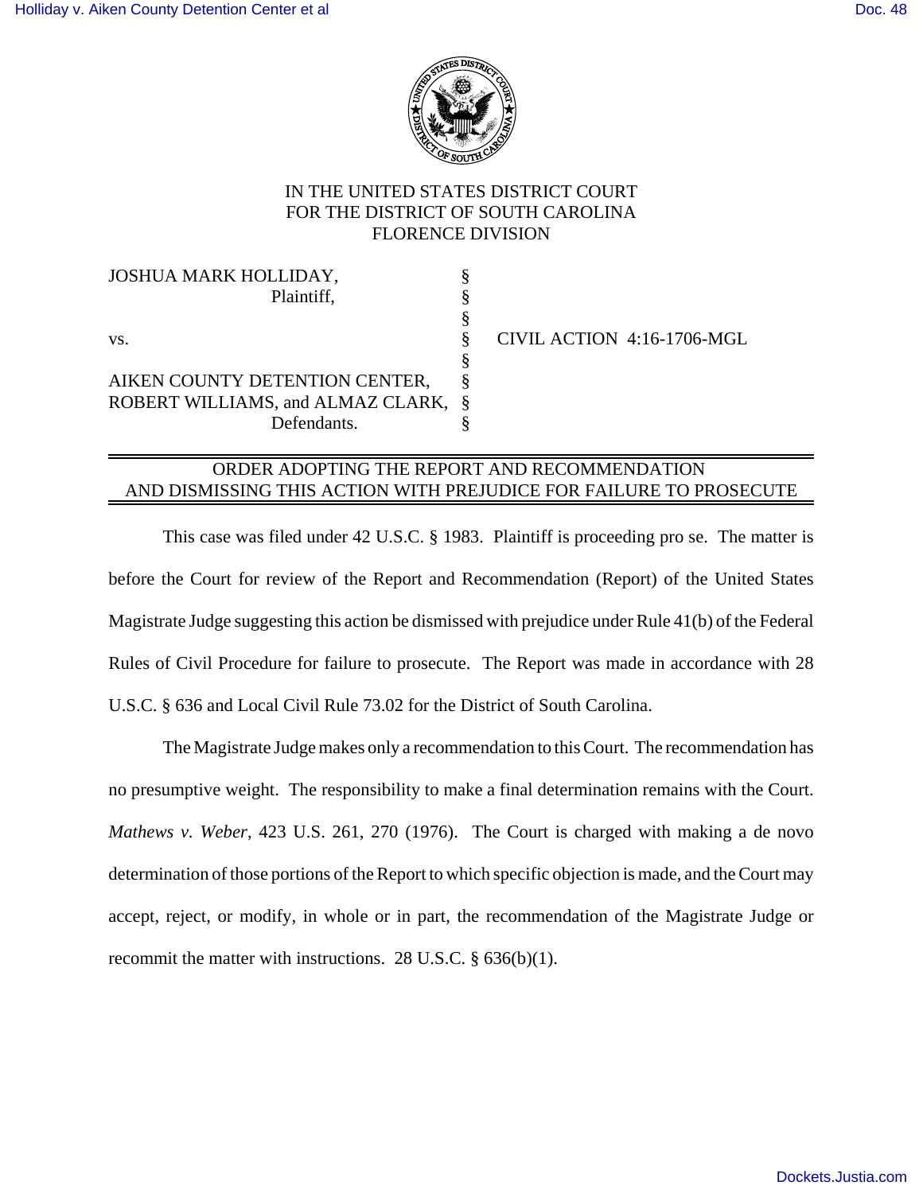IN THE UNITED STATES DISTRICT COURT
FOR THE DISTRICT OF SOUTH CAROLINA
FLORENCE DIVISION

| | | |
|---|---|---|
| JOSHUA MARK HOLLIDAY, Plaintiff, | § | |
| | § | |
| vs. | § | CIVIL ACTION 4:16-1706-MGL |
| | § | |
| AIKEN COUNTY DETENTION CENTER, ROBERT WILLIAMS, and ALMAZ CLARK, Defendants. | § | |

## ORDER ADOPTING THE REPORT AND RECOMMENDATION AND DISMISSING THIS ACTION WITH PREJUDICE FOR FAILURE TO PROSECUTE

This case was filed under 42 U.S.C. § 1983. Plaintiff is proceeding pro se. The matter is before the Court for review of the Report and Recommendation (Report) of the United States Magistrate Judge suggesting this action be dismissed with prejudice under Rule 41(b) of the Federal Rules of Civil Procedure for failure to prosecute. The Report was made in accordance with 28 U.S.C. § 636 and Local Civil Rule 73.02 for the District of South Carolina.

The Magistrate Judge makes only a recommendation to this Court. The recommendation has no presumptive weight. The responsibility to make a final determination remains with the Court. *Mathews v. Weber*, 423 U.S. 261, 270 (1976). The Court is charged with making a de novo determination of those portions of the Report to which specific objection is made, and the Court may accept, reject, or modify, in whole or in part, the recommendation of the Magistrate Judge or recommit the matter with instructions. 28 U.S.C. § 636(b)(1).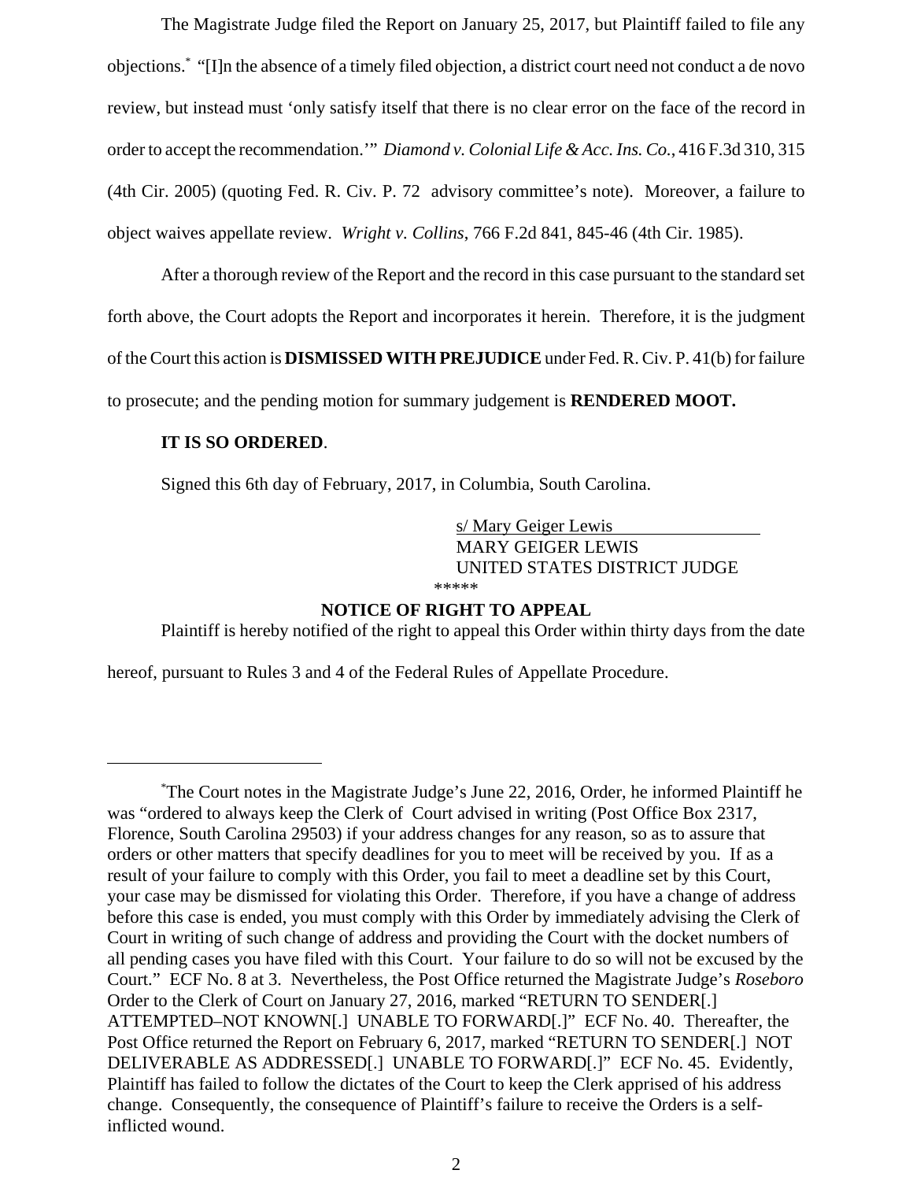The Magistrate Judge filed the Report on January 25, 2017, but Plaintiff failed to file any objections.[*] "[I]n the absence of a timely filed objection, a district court need not conduct a de novo review, but instead must 'only satisfy itself that there is no clear error on the face of the record in order to accept the recommendation.'" *Diamond v. Colonial Life & Acc. Ins. Co.*, 416 F.3d 310, 315 (4th Cir. 2005) (quoting Fed. R. Civ. P. 72 advisory committee's note). Moreover, a failure to object waives appellate review. *Wright v. Collins*, 766 F.2d 841, 845-46 (4th Cir. 1985).

After a thorough review of the Report and the record in this case pursuant to the standard set forth above, the Court adopts the Report and incorporates it herein. Therefore, it is the judgment of the Court this action is **DISMISSED WITH PREJUDICE** under Fed. R. Civ. P. 41(b) for failure to prosecute; and the pending motion for summary judgement is **RENDERED MOOT.**

**IT IS SO ORDERED**.

Signed this 6th day of February, 2017, in Columbia, South Carolina.

s/ Mary Geiger Lewis
MARY GEIGER LEWIS
UNITED STATES DISTRICT JUDGE

*****

**NOTICE OF RIGHT TO APPEAL**

Plaintiff is hereby notified of the right to appeal this Order within thirty days from the date hereof, pursuant to Rules 3 and 4 of the Federal Rules of Appellate Procedure.

---

[*] The Court notes in the Magistrate Judge's June 22, 2016, Order, he informed Plaintiff he was "ordered to always keep the Clerk of Court advised in writing (Post Office Box 2317, Florence, South Carolina 29503) if your address changes for any reason, so as to assure that orders or other matters that specify deadlines for you to meet will be received by you. If as a result of your failure to comply with this Order, you fail to meet a deadline set by this Court, your case may be dismissed for violating this Order. Therefore, if you have a change of address before this case is ended, you must comply with this Order by immediately advising the Clerk of Court in writing of such change of address and providing the Court with the docket numbers of all pending cases you have filed with this Court. Your failure to do so will not be excused by the Court." ECF No. 8 at 3. Nevertheless, the Post Office returned the Magistrate Judge's *Roseboro* Order to the Clerk of Court on January 27, 2016, marked "RETURN TO SENDER[.] ATTEMPTED–NOT KNOWN[.] UNABLE TO FORWARD[.]" ECF No. 40. Thereafter, the Post Office returned the Report on February 6, 2017, marked "RETURN TO SENDER[.] NOT DELIVERABLE AS ADDRESSED[.] UNABLE TO FORWARD[.]" ECF No. 45. Evidently, Plaintiff has failed to follow the dictates of the Court to keep the Clerk apprised of his address change. Consequently, the consequence of Plaintiff's failure to receive the Orders is a self-inflicted wound.